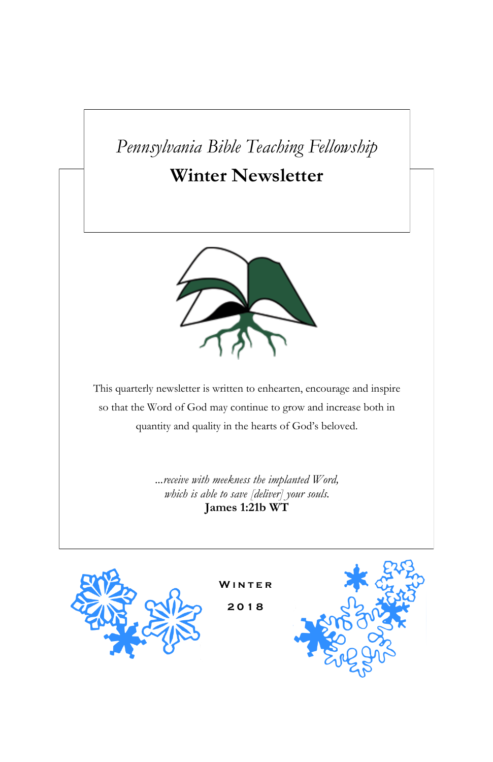*Pennsylvania Bible Teaching Fellowship*

# Winter Newsletter

This quarterly newsletter is written to enhearten, encourage and inspire so that the Word of God may continue to grow and increase both in quantity and quality in the hearts of God's beloved.

*...receive with meekness the implanted Word,*
*which is able to save [deliver] your souls.*
**James 1:21b WT**

WINTER

2018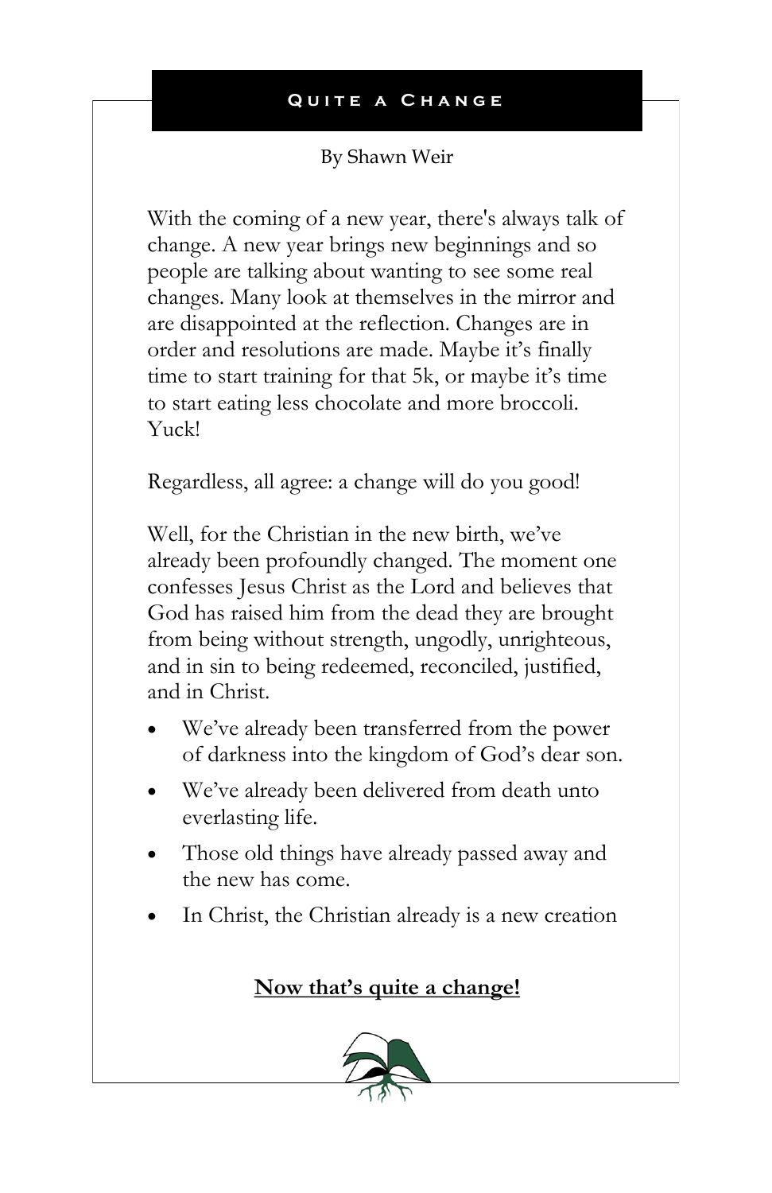## Quite a Change

By Shawn Weir

With the coming of a new year, there's always talk of change. A new year brings new beginnings and so people are talking about wanting to see some real changes. Many look at themselves in the mirror and are disappointed at the reflection. Changes are in order and resolutions are made. Maybe it's finally time to start training for that 5k, or maybe it's time to start eating less chocolate and more broccoli. Yuck!

Regardless, all agree: a change will do you good!

Well, for the Christian in the new birth, we've already been profoundly changed. The moment one confesses Jesus Christ as the Lord and believes that God has raised him from the dead they are brought from being without strength, ungodly, unrighteous, and in sin to being redeemed, reconciled, justified, and in Christ.

- We've already been transferred from the power of darkness into the kingdom of God's dear son.
- We've already been delivered from death unto everlasting life.
- Those old things have already passed away and the new has come.
- In Christ, the Christian already is a new creation

**Now that's quite a change!**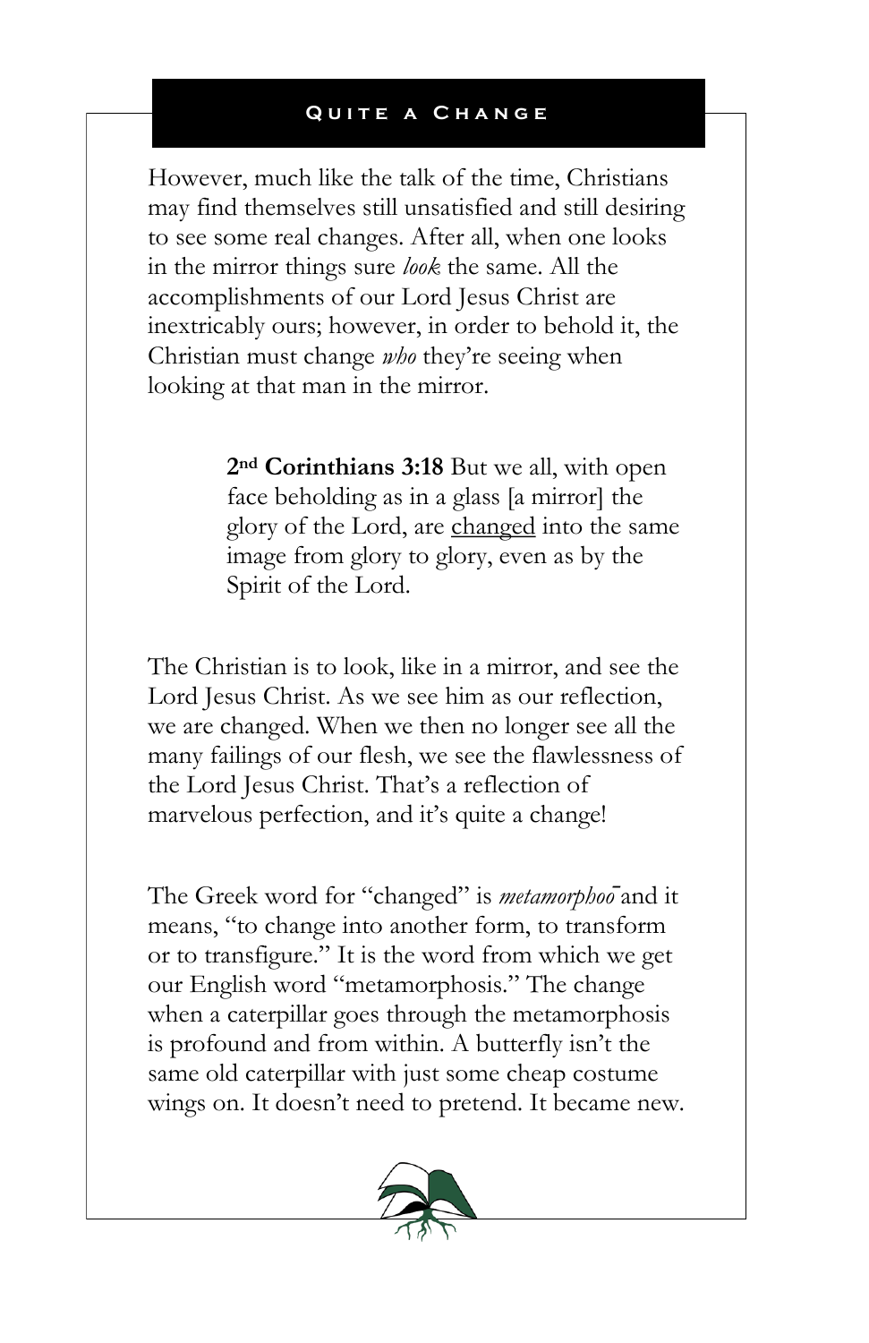## Quite a Change

However, much like the talk of the time, Christians may find themselves still unsatisfied and still desiring to see some real changes. After all, when one looks in the mirror things sure *look* the same. All the accomplishments of our Lord Jesus Christ are inextricably ours; however, in order to behold it, the Christian must change *who* they're seeing when looking at that man in the mirror.

> **2nd Corinthians 3:18** But we all, with open face beholding as in a glass [a mirror] the glory of the Lord, are changed into the same image from glory to glory, even as by the Spirit of the Lord.

The Christian is to look, like in a mirror, and see the Lord Jesus Christ. As we see him as our reflection, we are changed. When we then no longer see all the many failings of our flesh, we see the flawlessness of the Lord Jesus Christ. That's a reflection of marvelous perfection, and it's quite a change!

The Greek word for "changed" is *metamorphoō* and it means, "to change into another form, to transform or to transfigure." It is the word from which we get our English word "metamorphosis." The change when a caterpillar goes through the metamorphosis is profound and from within. A butterfly isn't the same old caterpillar with just some cheap costume wings on. It doesn't need to pretend. It became new.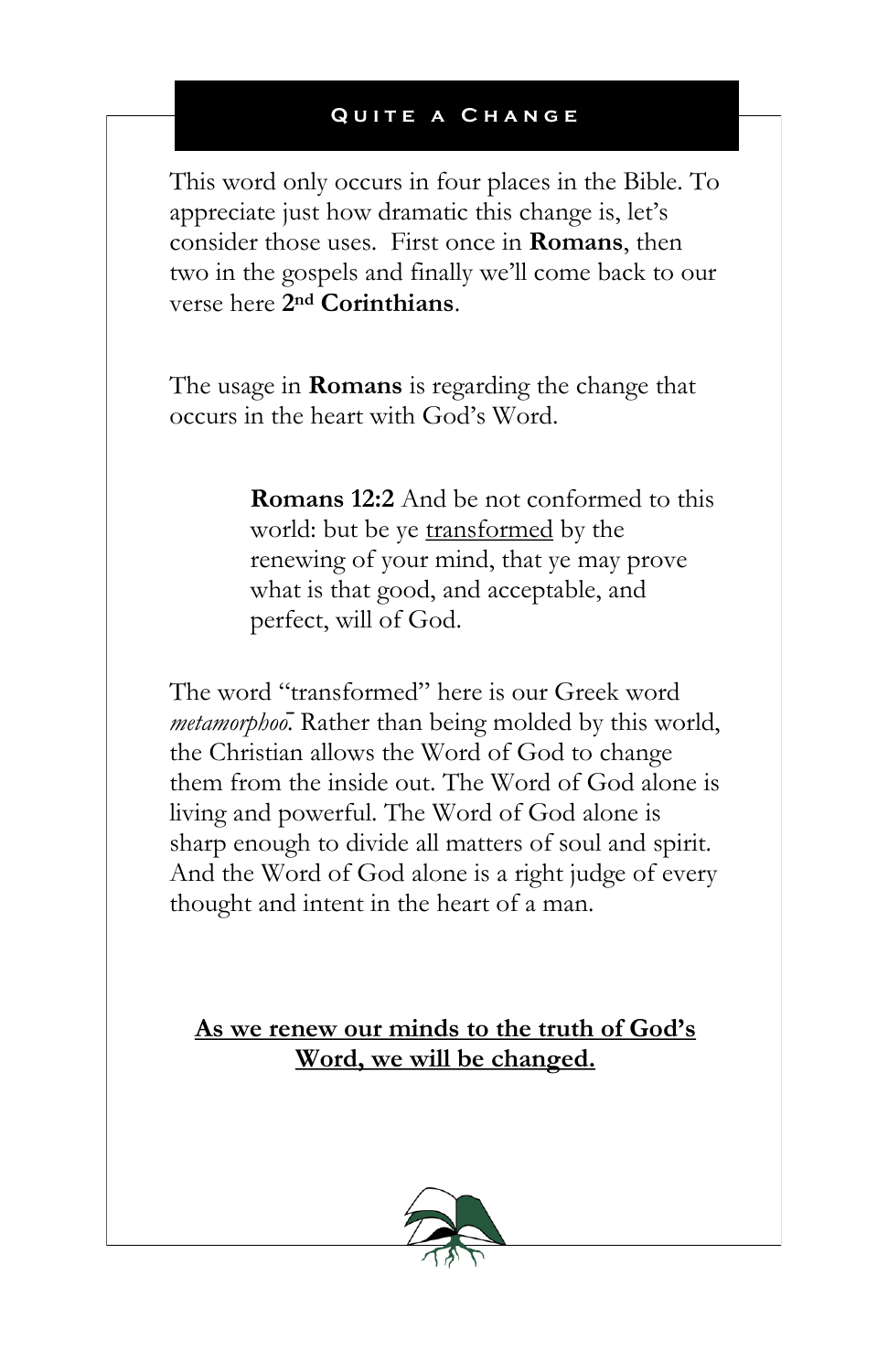## Quite a Change

This word only occurs in four places in the Bible. To appreciate just how dramatic this change is, let's consider those uses. First once in **Romans**, then two in the gospels and finally we'll come back to our verse here **2nd Corinthians**.

The usage in **Romans** is regarding the change that occurs in the heart with God's Word.

> **Romans 12:2** And be not conformed to this world: but be ye <u>transformed</u> by the renewing of your mind, that ye may prove what is that good, and acceptable, and perfect, will of God.

The word "transformed" here is our Greek word *metamorphoō*. Rather than being molded by this world, the Christian allows the Word of God to change them from the inside out. The Word of God alone is living and powerful. The Word of God alone is sharp enough to divide all matters of soul and spirit. And the Word of God alone is a right judge of every thought and intent in the heart of a man.

**<u>As we renew our minds to the truth of God's Word, we will be changed.</u>**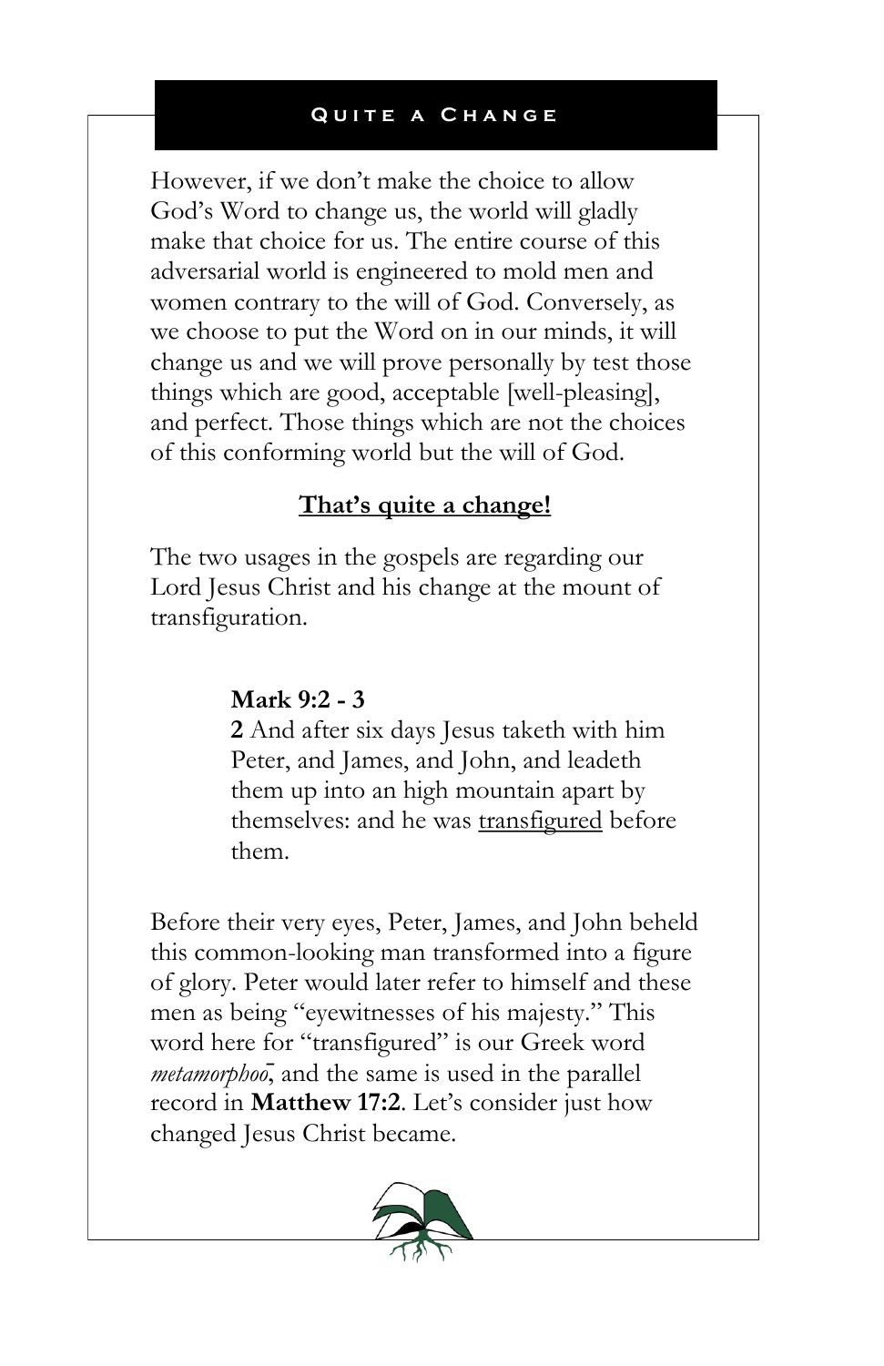However, if we don't make the choice to allow God's Word to change us, the world will gladly make that choice for us. The entire course of this adversarial world is engineered to mold men and women contrary to the will of God. Conversely, as we choose to put the Word on in our minds, it will change us and we will prove personally by test those things which are good, acceptable [well-pleasing], and perfect. Those things which are not the choices of this conforming world but the will of God.

**<u>That's quite a change!</u>**

The two usages in the gospels are regarding our Lord Jesus Christ and his change at the mount of transfiguration.

> **Mark 9:2 - 3**
> **2** And after six days Jesus taketh with him Peter, and James, and John, and leadeth them up into an high mountain apart by themselves: and he was <u>transfigured</u> before them.

Before their very eyes, Peter, James, and John beheld this common-looking man transformed into a figure of glory. Peter would later refer to himself and these men as being "eyewitnesses of his majesty." This word here for "transfigured" is our Greek word *metamorphoō*, and the same is used in the parallel record in **Matthew 17:2**. Let's consider just how changed Jesus Christ became.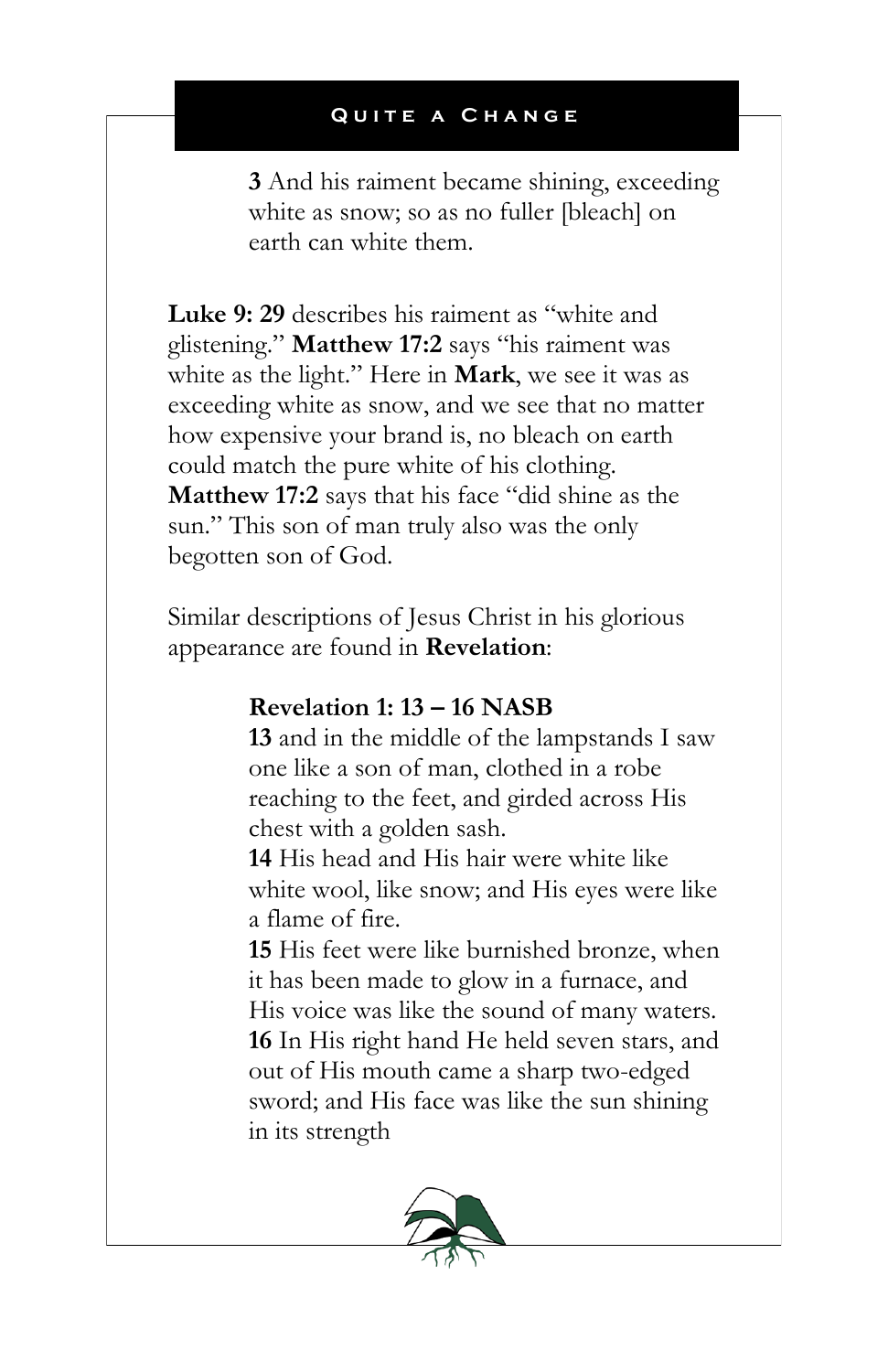> **3** And his raiment became shining, exceeding white as snow; so as no fuller [bleach] on earth can white them.

**Luke 9: 29** describes his raiment as "white and glistening." **Matthew 17:2** says "his raiment was white as the light." Here in **Mark**, we see it was as exceeding white as snow, and we see that no matter how expensive your brand is, no bleach on earth could match the pure white of his clothing. **Matthew 17:2** says that his face "did shine as the sun." This son of man truly also was the only begotten son of God.

Similar descriptions of Jesus Christ in his glorious appearance are found in **Revelation**:

> **Revelation 1: 13 – 16 NASB**
>
> **13** and in the middle of the lampstands I saw one like a son of man, clothed in a robe reaching to the feet, and girded across His chest with a golden sash.
>
> **14** His head and His hair were white like white wool, like snow; and His eyes were like a flame of fire.
>
> **15** His feet were like burnished bronze, when it has been made to glow in a furnace, and His voice was like the sound of many waters.
>
> **16** In His right hand He held seven stars, and out of His mouth came a sharp two-edged sword; and His face was like the sun shining in its strength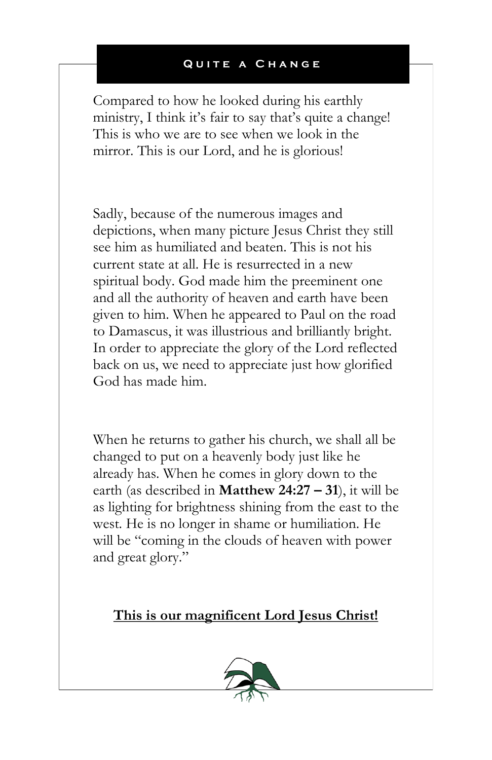## Quite a Change

Compared to how he looked during his earthly ministry, I think it's fair to say that's quite a change! This is who we are to see when we look in the mirror. This is our Lord, and he is glorious!

Sadly, because of the numerous images and depictions, when many picture Jesus Christ they still see him as humiliated and beaten. This is not his current state at all. He is resurrected in a new spiritual body. God made him the preeminent one and all the authority of heaven and earth have been given to him. When he appeared to Paul on the road to Damascus, it was illustrious and brilliantly bright. In order to appreciate the glory of the Lord reflected back on us, we need to appreciate just how glorified God has made him.

When he returns to gather his church, we shall all be changed to put on a heavenly body just like he already has. When he comes in glory down to the earth (as described in **Matthew 24:27 – 31**), it will be as lighting for brightness shining from the east to the west. He is no longer in shame or humiliation. He will be "coming in the clouds of heaven with power and great glory."

**<u>This is our magnificent Lord Jesus Christ!</u>**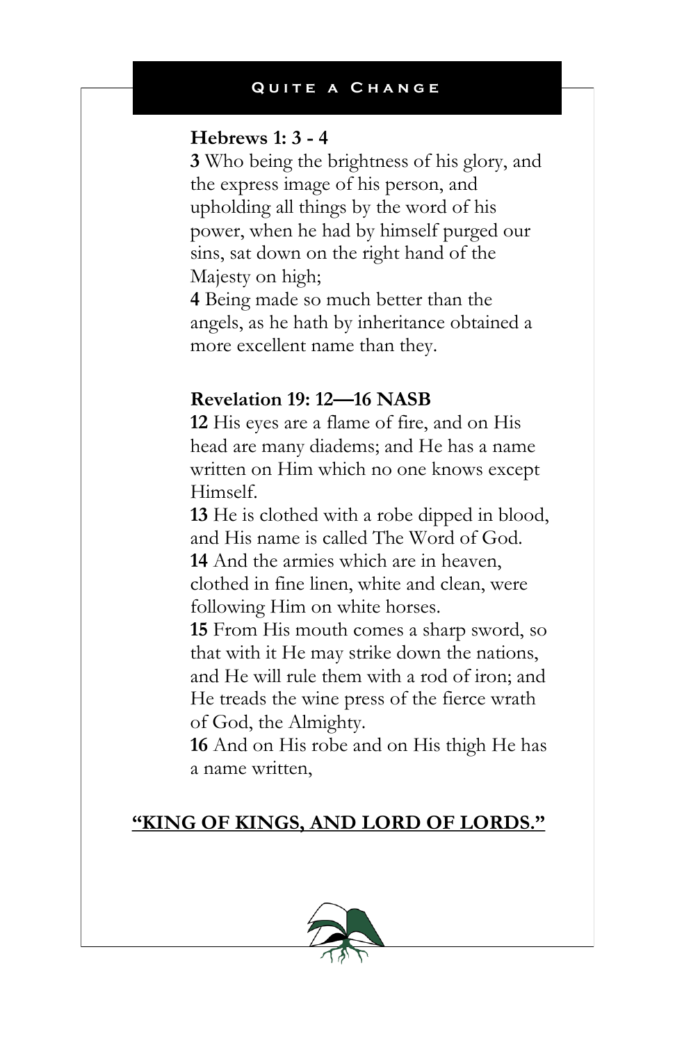**Hebrews 1: 3 - 4**

**3** Who being the brightness of his glory, and the express image of his person, and upholding all things by the word of his power, when he had by himself purged our sins, sat down on the right hand of the Majesty on high;

**4** Being made so much better than the angels, as he hath by inheritance obtained a more excellent name than they.

**Revelation 19: 12—16 NASB**

**12** His eyes are a flame of fire, and on His head are many diadems; and He has a name written on Him which no one knows except Himself.

**13** He is clothed with a robe dipped in blood, and His name is called The Word of God.

**14** And the armies which are in heaven, clothed in fine linen, white and clean, were following Him on white horses.

**15** From His mouth comes a sharp sword, so that with it He may strike down the nations, and He will rule them with a rod of iron; and He treads the wine press of the fierce wrath of God, the Almighty.

**16** And on His robe and on His thigh He has a name written,

**<u>"KING OF KINGS, AND LORD OF LORDS."</u>**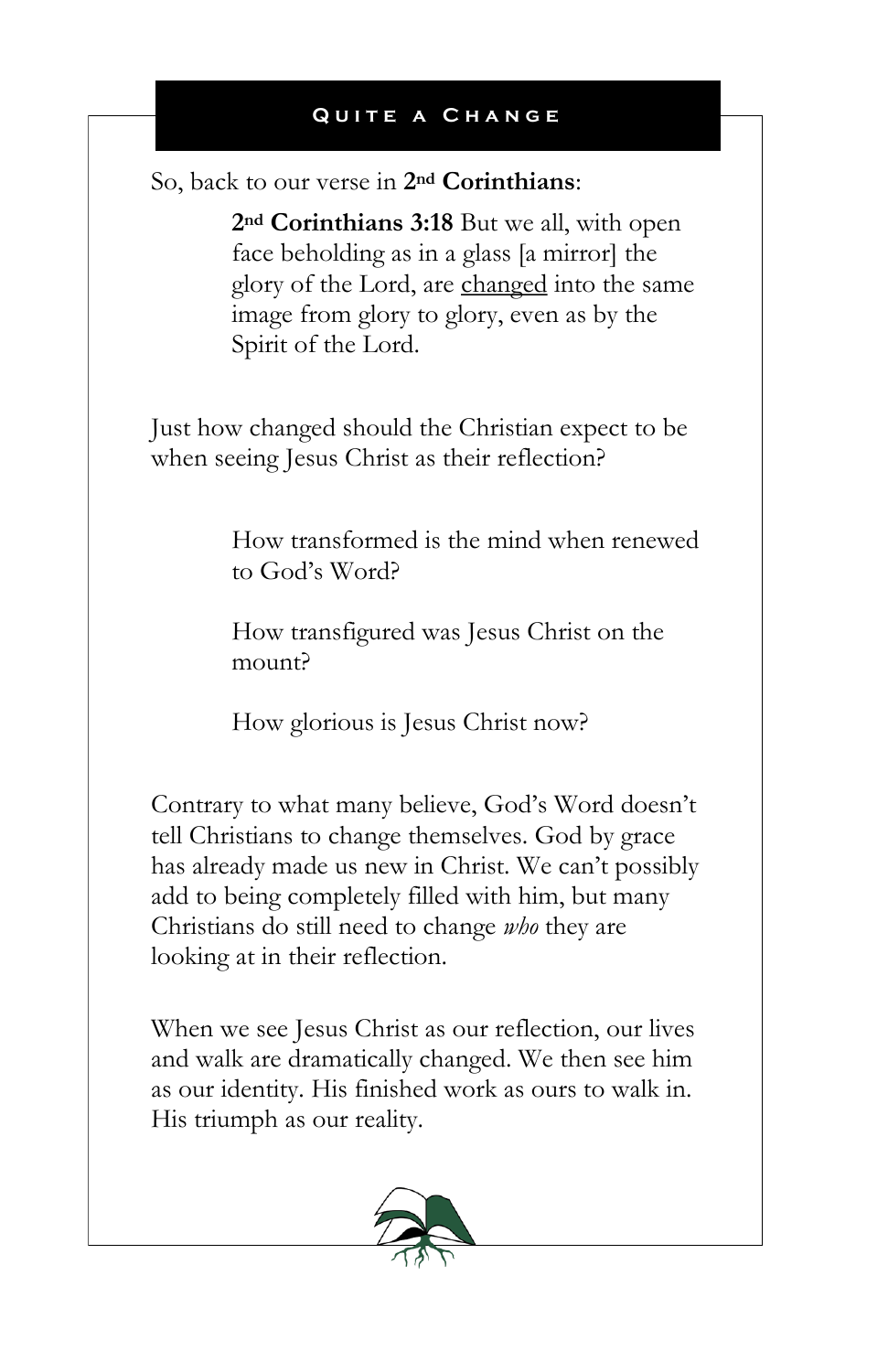## Quite a Change

So, back to our verse in **2nd Corinthians**:

> **2nd Corinthians 3:18** But we all, with open face beholding as in a glass [a mirror] the glory of the Lord, are <u>changed</u> into the same image from glory to glory, even as by the Spirit of the Lord.

Just how changed should the Christian expect to be when seeing Jesus Christ as their reflection?

> How transformed is the mind when renewed to God's Word?
>
> How transfigured was Jesus Christ on the mount?
>
> How glorious is Jesus Christ now?

Contrary to what many believe, God's Word doesn't tell Christians to change themselves. God by grace has already made us new in Christ. We can't possibly add to being completely filled with him, but many Christians do still need to change *who* they are looking at in their reflection.

When we see Jesus Christ as our reflection, our lives and walk are dramatically changed. We then see him as our identity. His finished work as ours to walk in. His triumph as our reality.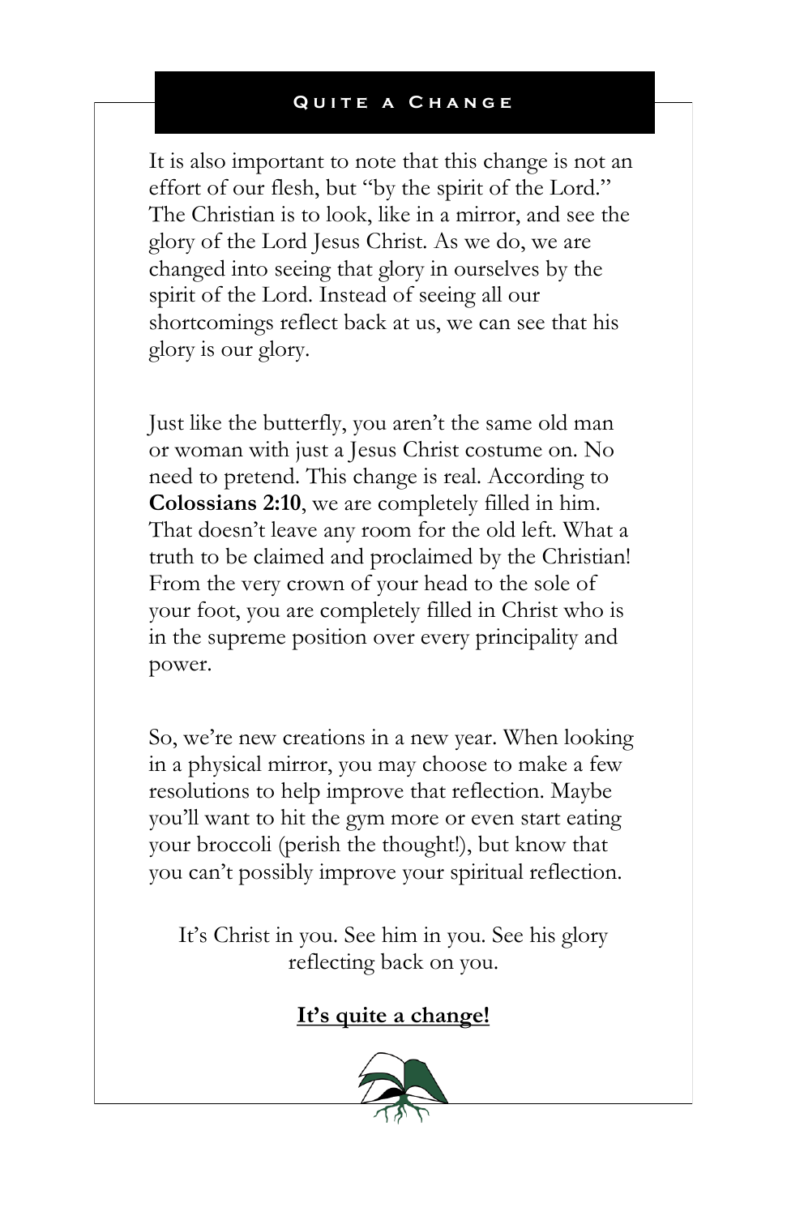## Quite a Change

It is also important to note that this change is not an effort of our flesh, but "by the spirit of the Lord." The Christian is to look, like in a mirror, and see the glory of the Lord Jesus Christ. As we do, we are changed into seeing that glory in ourselves by the spirit of the Lord. Instead of seeing all our shortcomings reflect back at us, we can see that his glory is our glory.

Just like the butterfly, you aren't the same old man or woman with just a Jesus Christ costume on. No need to pretend. This change is real. According to **Colossians 2:10**, we are completely filled in him. That doesn't leave any room for the old left. What a truth to be claimed and proclaimed by the Christian! From the very crown of your head to the sole of your foot, you are completely filled in Christ who is in the supreme position over every principality and power.

So, we're new creations in a new year. When looking in a physical mirror, you may choose to make a few resolutions to help improve that reflection. Maybe you'll want to hit the gym more or even start eating your broccoli (perish the thought!), but know that you can't possibly improve your spiritual reflection.

It's Christ in you. See him in you. See his glory reflecting back on you.

**It's quite a change!**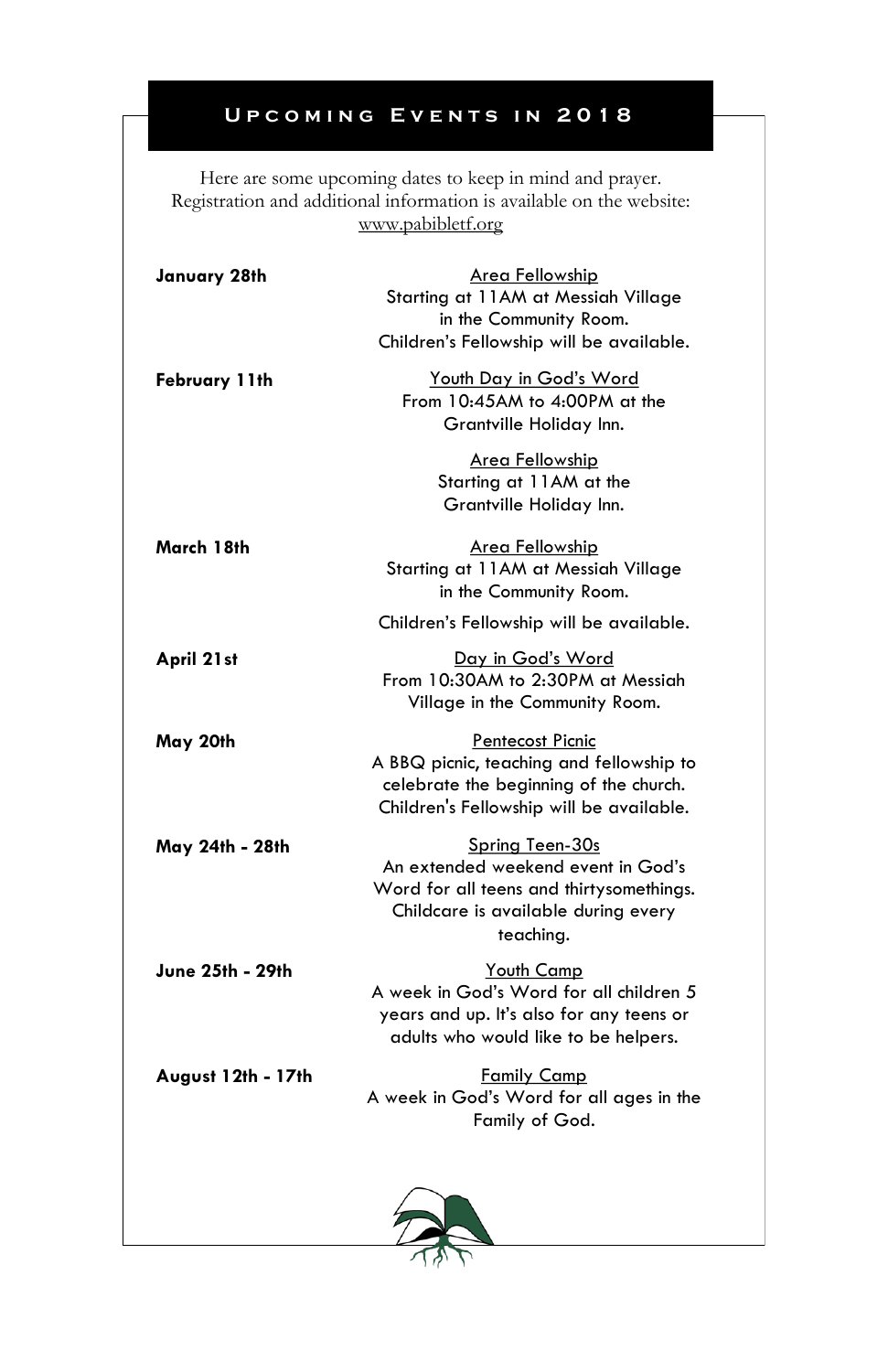## Upcoming Events in 2018

Here are some upcoming dates to keep in mind and prayer.
Registration and additional information is available on the website:
www.pabibletf.org

**January 28th**

Area Fellowship
Starting at 11AM at Messiah Village in the Community Room.
Children's Fellowship will be available.

**February 11th**

Youth Day in God's Word
From 10:45AM to 4:00PM at the Grantville Holiday Inn.

Area Fellowship
Starting at 11AM at the Grantville Holiday Inn.

**March 18th**

Area Fellowship
Starting at 11AM at Messiah Village in the Community Room.

Children's Fellowship will be available.

**April 21st**

Day in God's Word
From 10:30AM to 2:30PM at Messiah Village in the Community Room.

**May 20th**

Pentecost Picnic
A BBQ picnic, teaching and fellowship to celebrate the beginning of the church.
Children's Fellowship will be available.

**May 24th - 28th**

Spring Teen-30s
An extended weekend event in God's Word for all teens and thirtysomethings.
Childcare is available during every teaching.

**June 25th - 29th**

Youth Camp
A week in God's Word for all children 5 years and up. It's also for any teens or adults who would like to be helpers.

**August 12th - 17th**

Family Camp
A week in God's Word for all ages in the Family of God.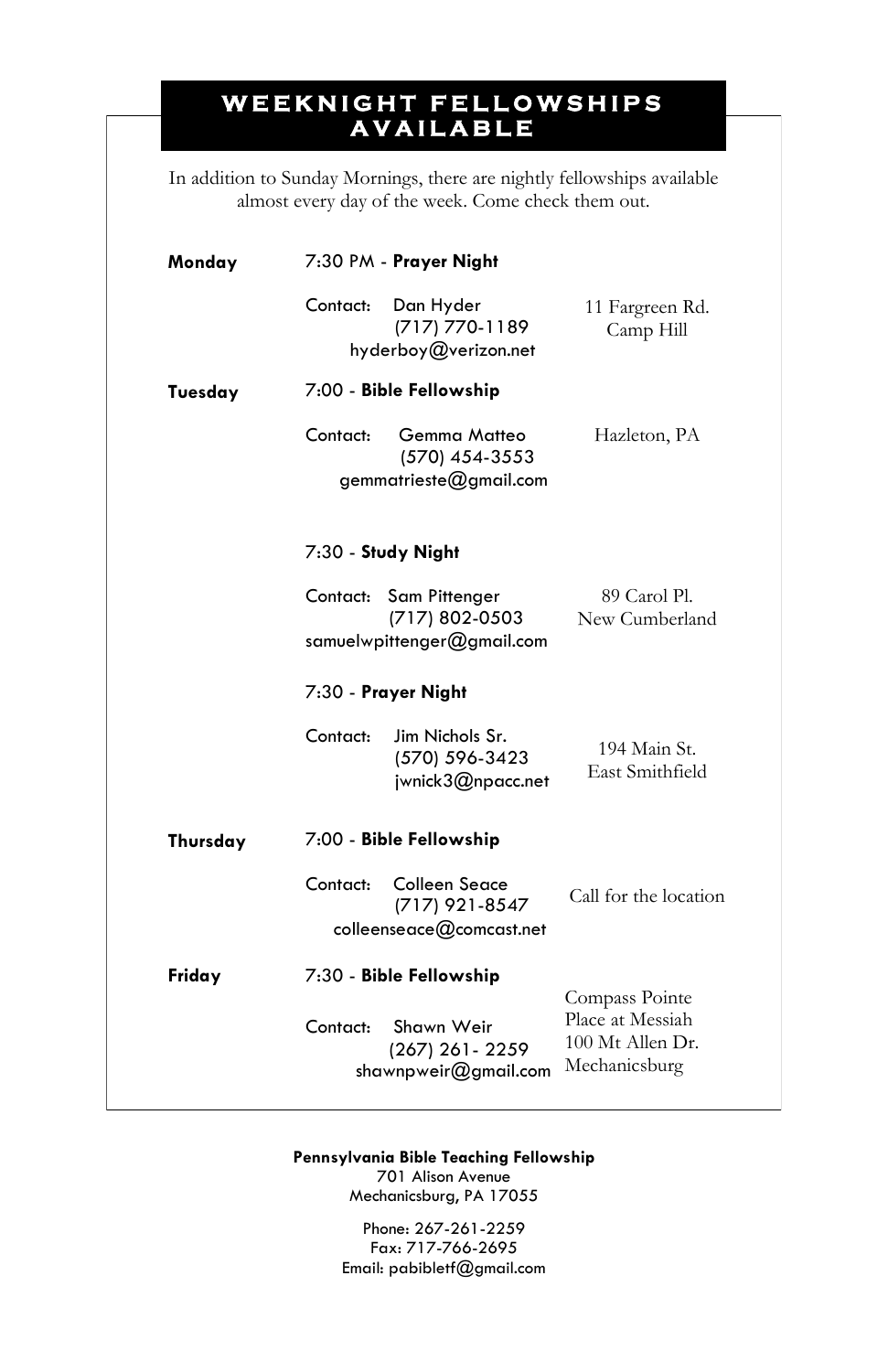# WEEKNIGHT FELLOWSHIPS AVAILABLE

In addition to Sunday Mornings, there are nightly fellowships available almost every day of the week. Come check them out.

**Monday**

7:30 PM - **Prayer Night**

Contact: Dan Hyder
(717) 770-1189
hyderboy@verizon.net

11 Fargreen Rd.
Camp Hill

**Tuesday**

7:00 - **Bible Fellowship**

Contact: Gemma Matteo
(570) 454-3553
gemmatrieste@gmail.com

Hazleton, PA

7:30 - **Study Night**

Contact: Sam Pittenger
(717) 802-0503
samuelwpittenger@gmail.com

89 Carol Pl.
New Cumberland

7:30 - **Prayer Night**

Contact: Jim Nichols Sr.
(570) 596-3423
jwnick3@npacc.net

194 Main St.
East Smithfield

**Thursday**

7:00 - **Bible Fellowship**

Contact: Colleen Seace
(717) 921-8547
colleenseace@comcast.net

Call for the location

**Friday**

7:30 - **Bible Fellowship**

Contact: Shawn Weir
(267) 261- 2259
shawnpweir@gmail.com

Compass Pointe
Place at Messiah
100 Mt Allen Dr.
Mechanicsburg

**Pennsylvania Bible Teaching Fellowship**
701 Alison Avenue
Mechanicsburg, PA 17055

Phone: 267-261-2259
Fax: 717-766-2695
Email: pabibletf@gmail.com